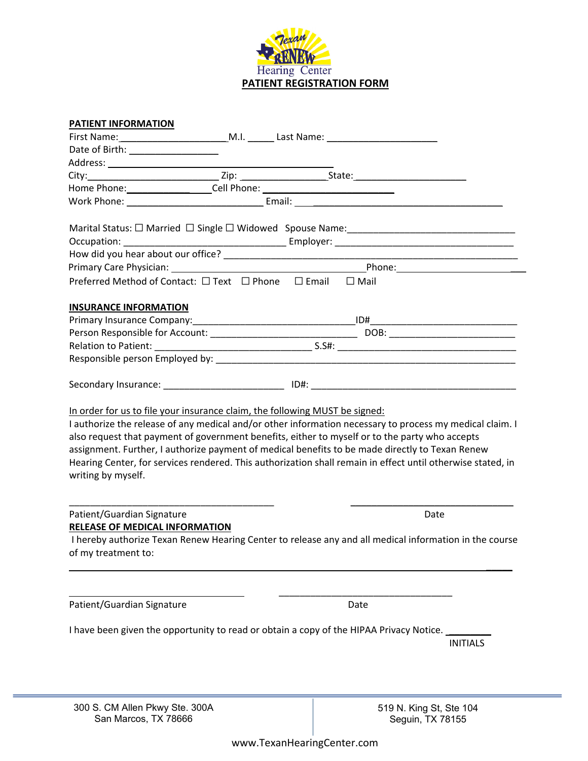Texan RENEW Hearing Center

# PATIENT REGISTRATION FORM

## PATIENT INFORMATION

First Name:____________________M.I. _____ Last Name: ____________________

Date of Birth: ________________

Address: ________________________________________

City:________________________ Zip: ________________State:____________________

Home Phone:_________________Cell Phone: ______________________

Work Phone: ________________________ Email: ____________________________________

Marital Status: ☐ Married ☐ Single ☐ Widowed Spouse Name:______________________________

Occupation: ______________________________ Employer: ________________________________

How did you hear about our office? ______________________________________________________

Primary Care Physician: __________________________________Phone:_________________________

Preferred Method of Contact: ☐ Text ☐ Phone ☐ Email ☐ Mail

## INSURANCE INFORMATION

Primary Insurance Company:______________________________ID#__________________________

Person Responsible for Account: ___________________________ DOB: _______________________

Relation to Patient: _____________________________ S.S#: _________________________________

Responsible person Employed by: ________________________________________________________

Secondary Insurance: ______________________ ID#: ______________________________________

In order for us to file your insurance claim, the following MUST be signed:

I authorize the release of any medical and/or other information necessary to process my medical claim. I also request that payment of government benefits, either to myself or to the party who accepts assignment. Further, I authorize payment of medical benefits to be made directly to Texan Renew Hearing Center, for services rendered. This authorization shall remain in effect until otherwise stated, in writing by myself.

______________________________________ ______________________________

Patient/Guardian Signature Date

## RELEASE OF MEDICAL INFORMATION

I hereby authorize Texan Renew Hearing Center to release any and all medical information in the course of my treatment to:

__________________________________________________________________________________

________________________________ ________________________________

Patient/Guardian Signature Date

I have been given the opportunity to read or obtain a copy of the HIPAA Privacy Notice. ________

INITIALS

300 S. CM Allen Pkwy Ste. 300A
San Marcos, TX 78666

519 N. King St, Ste 104
Seguin, TX 78155

www.TexanHearingCenter.com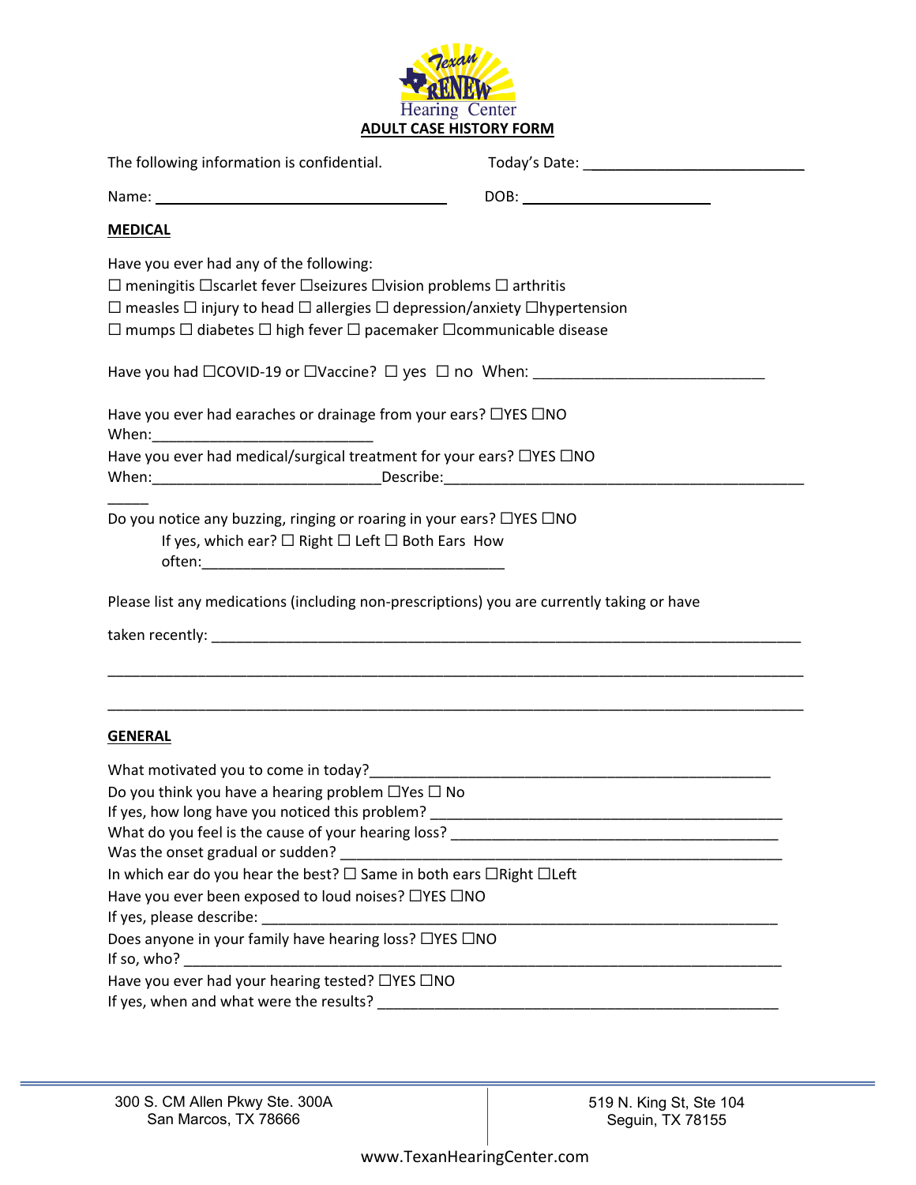Texan RENEW Hearing Center

**ADULT CASE HISTORY FORM**

The following information is confidential. Today's Date: ___________________________

Name: ________________________________ DOB: ______________________

**MEDICAL**

Have you ever had any of the following:

☐ meningitis ☐scarlet fever ☐seizures ☐vision problems ☐ arthritis
☐ measles ☐ injury to head ☐ allergies ☐ depression/anxiety ☐hypertension
☐ mumps ☐ diabetes ☐ high fever ☐ pacemaker ☐communicable disease

Have you had ☐COVID-19 or ☐Vaccine? ☐ yes ☐ no When: ____________________________

Have you ever had earaches or drainage from your ears? ☐YES ☐NO
When:__________________________

Have you ever had medical/surgical treatment for your ears? ☐YES ☐NO
When:___________________________Describe:_____________________________________________
_____

Do you notice any buzzing, ringing or roaring in your ears? ☐YES ☐NO
If yes, which ear? ☐ Right ☐ Left ☐ Both Ears How often:____________________________________

Please list any medications (including non-prescriptions) you are currently taking or have taken recently: _____________________________________________________________________________

_____________________________________________________________________________________

_____________________________________________________________________________________

**GENERAL**

What motivated you to come in today?_________________________________________________

Do you think you have a hearing problem ☐Yes ☐ No
If yes, how long have you noticed this problem? _____________________________________________
What do you feel is the cause of your hearing loss? __________________________________________
Was the onset gradual or sudden? ________________________________________________________
In which ear do you hear the best? ☐ Same in both ears ☐Right ☐Left
Have you ever been exposed to loud noises? ☐YES ☐NO
If yes, please describe: ________________________________________________________________
Does anyone in your family have hearing loss? ☐YES ☐NO
If so, who? __________________________________________________________________________
Have you ever had your hearing tested? ☐YES ☐NO
If yes, when and what were the results? ___________________________________________________

300 S. CM Allen Pkwy Ste. 300A
San Marcos, TX 78666

519 N. King St, Ste 104
Seguin, TX 78155

www.TexanHearingCenter.com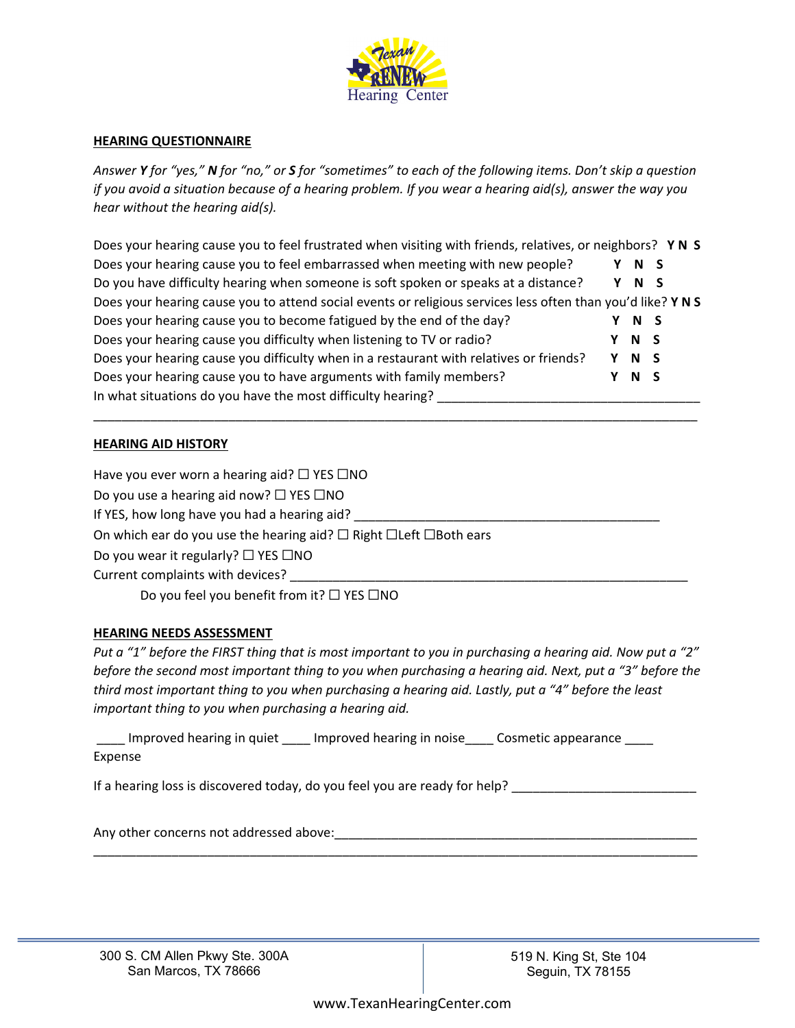Texan RENEW Hearing Center

## HEARING QUESTIONNAIRE

*Answer **Y** for "yes," **N** for "no," or **S** for "sometimes" to each of the following items. Don't skip a question if you avoid a situation because of a hearing problem. If you wear a hearing aid(s), answer the way you hear without the hearing aid(s).*

Does your hearing cause you to feel frustrated when visiting with friends, relatives, or neighbors? **Y N S**

Does your hearing cause you to feel embarrassed when meeting with new people? **Y N S**

Do you have difficulty hearing when someone is soft spoken or speaks at a distance? **Y N S**

Does your hearing cause you to attend social events or religious services less often than you'd like? **Y N S**

Does your hearing cause you to become fatigued by the end of the day? **Y N S**

Does your hearing cause you difficulty when listening to TV or radio? **Y N S**

Does your hearing cause you difficulty when in a restaurant with relatives or friends? **Y N S**

Does your hearing cause you to have arguments with family members? **Y N S**

In what situations do you have the most difficulty hearing? ____________________________________

________________________________________________________________________________

## HEARING AID HISTORY

Have you ever worn a hearing aid? ☐ YES ☐NO

Do you use a hearing aid now? ☐ YES ☐NO

If YES, how long have you had a hearing aid? ________________________________________

On which ear do you use the hearing aid? ☐ Right ☐Left ☐Both ears

Do you wear it regularly? ☐ YES ☐NO

Current complaints with devices? ____________________________________________________

Do you feel you benefit from it? ☐ YES ☐NO

## HEARING NEEDS ASSESSMENT

*Put a "1" before the FIRST thing that is most important to you in purchasing a hearing aid. Now put a "2" before the second most important thing to you when purchasing a hearing aid. Next, put a "3" before the third most important thing to you when purchasing a hearing aid. Lastly, put a "4" before the least important thing to you when purchasing a hearing aid.*

____ Improved hearing in quiet ____ Improved hearing in noise____ Cosmetic appearance ____ Expense

If a hearing loss is discovered today, do you feel you are ready for help? _________________________

Any other concerns not addressed above:_________________________________________________

________________________________________________________________________________

300 S. CM Allen Pkwy Ste. 300A
San Marcos, TX 78666

519 N. King St, Ste 104
Seguin, TX 78155

www.TexanHearingCenter.com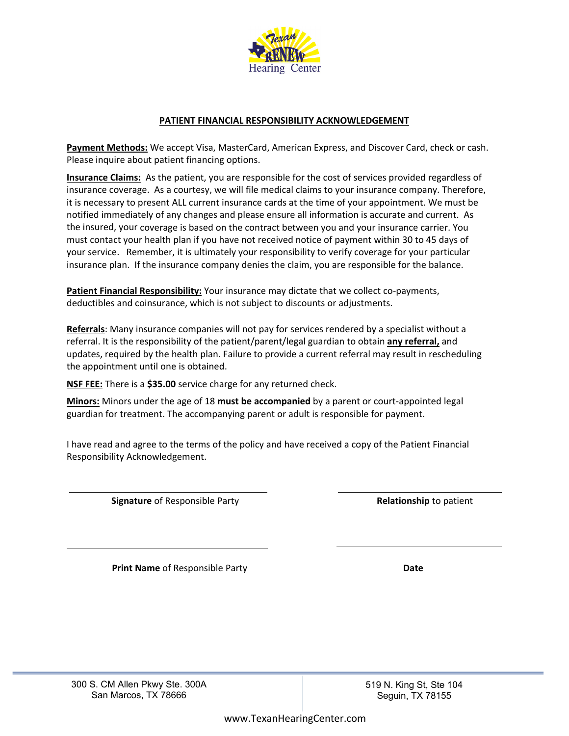# PATIENT FINANCIAL RESPONSIBILITY ACKNOWLEDGEMENT

**Payment Methods:** We accept Visa, MasterCard, American Express, and Discover Card, check or cash. Please inquire about patient financing options.

**Insurance Claims:** As the patient, you are responsible for the cost of services provided regardless of insurance coverage. As a courtesy, we will file medical claims to your insurance company. Therefore, it is necessary to present ALL current insurance cards at the time of your appointment. We must be notified immediately of any changes and please ensure all information is accurate and current. As the insured, your coverage is based on the contract between you and your insurance carrier. You must contact your health plan if you have not received notice of payment within 30 to 45 days of your service. Remember, it is ultimately your responsibility to verify coverage for your particular insurance plan. If the insurance company denies the claim, you are responsible for the balance.

**Patient Financial Responsibility:** Your insurance may dictate that we collect co-payments, deductibles and coinsurance, which is not subject to discounts or adjustments.

**Referrals**: Many insurance companies will not pay for services rendered by a specialist without a referral. It is the responsibility of the patient/parent/legal guardian to obtain **any referral,** and updates, required by the health plan. Failure to provide a current referral may result in rescheduling the appointment until one is obtained.

**NSF FEE:** There is a **$35.00** service charge for any returned check.

**Minors:** Minors under the age of 18 **must be accompanied** by a parent or court-appointed legal guardian for treatment. The accompanying parent or adult is responsible for payment.

I have read and agree to the terms of the policy and have received a copy of the Patient Financial Responsibility Acknowledgement.

______________________________ ______________________________

**Signature** of Responsible Party **Relationship** to patient

______________________________ ______________________________

**Print Name** of Responsible Party **Date**

300 S. CM Allen Pkwy Ste. 300A
San Marcos, TX 78666

519 N. King St, Ste 104
Seguin, TX 78155

www.TexanHearingCenter.com